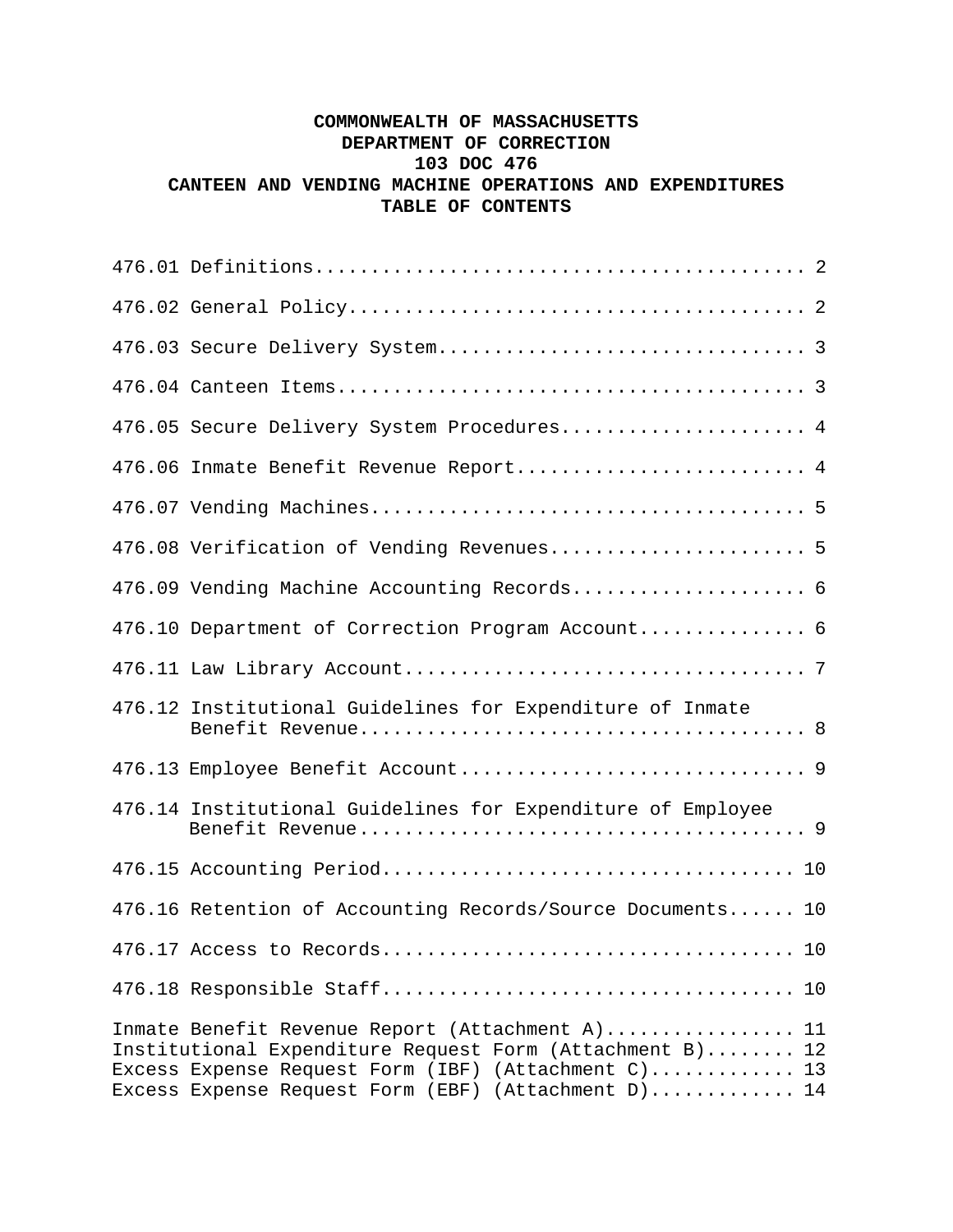# COMMONWEALTH OF MASSACHUSETTS
# DEPARTMENT OF CORRECTION
# 103 DOC 476
# CANTEEN AND VENDING MACHINE OPERATIONS AND EXPENDITURES
## TABLE OF CONTENTS

476.01 Definitions............................................ 2

476.02 General Policy......................................... 2

476.03 Secure Delivery System................................. 3

476.04 Canteen Items.......................................... 3

476.05 Secure Delivery System Procedures...................... 4

476.06 Inmate Benefit Revenue Report.......................... 4

476.07 Vending Machines....................................... 5

476.08 Verification of Vending Revenues....................... 5

476.09 Vending Machine Accounting Records..................... 6

476.10 Department of Correction Program Account............... 6

476.11 Law Library Account.................................... 7

476.12 Institutional Guidelines for Expenditure of Inmate Benefit Revenue....................................... 8

476.13 Employee Benefit Account............................... 9

476.14 Institutional Guidelines for Expenditure of Employee Benefit Revenue........................................ 9

476.15 Accounting Period..................................... 10

476.16 Retention of Accounting Records/Source Documents...... 10

476.17 Access to Records..................................... 10

476.18 Responsible Staff..................................... 10

Inmate Benefit Revenue Report (Attachment A)................. 11
Institutional Expenditure Request Form (Attachment B)........ 12
Excess Expense Request Form (IBF) (Attachment C)............. 13
Excess Expense Request Form (EBF) (Attachment D)............. 14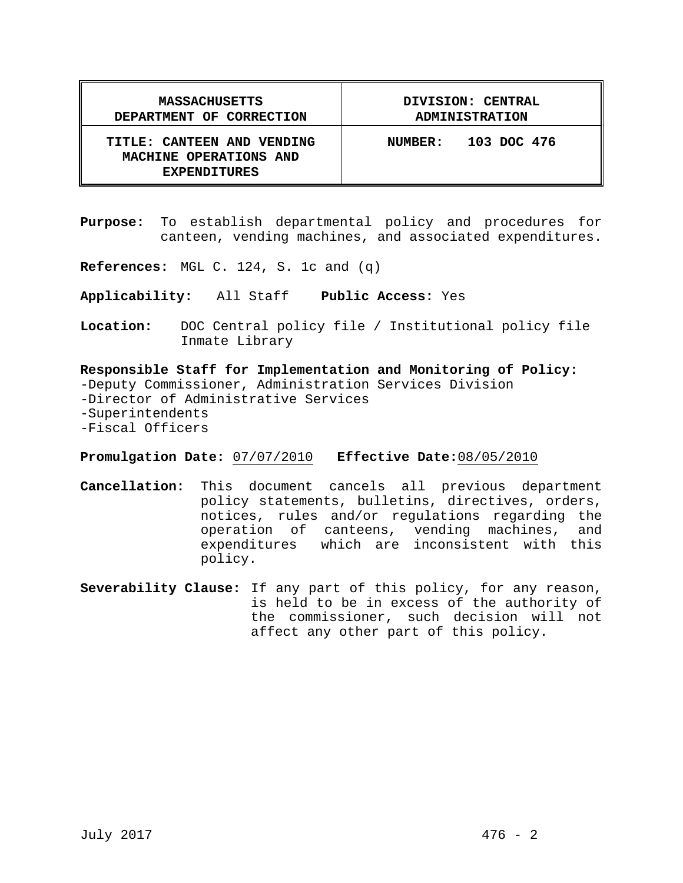| MASSACHUSETTS DEPARTMENT OF CORRECTION | DIVISION: CENTRAL ADMINISTRATION |
| --- | --- |
| **TITLE: CANTEEN AND VENDING MACHINE OPERATIONS AND EXPENDITURES** | **NUMBER: 103 DOC 476** |

**Purpose:** To establish departmental policy and procedures for canteen, vending machines, and associated expenditures.

**References:** MGL C. 124, S. 1c and (q)

**Applicability:** All Staff **Public Access:** Yes

**Location:** DOC Central policy file / Institutional policy file Inmate Library

**Responsible Staff for Implementation and Monitoring of Policy:**
-Deputy Commissioner, Administration Services Division
-Director of Administrative Services
-Superintendents
-Fiscal Officers

**Promulgation Date:** 07/07/2010 **Effective Date:** 08/05/2010

**Cancellation:** This document cancels all previous department policy statements, bulletins, directives, orders, notices, rules and/or regulations regarding the operation of canteens, vending machines, and expenditures which are inconsistent with this policy.

**Severability Clause:** If any part of this policy, for any reason, is held to be in excess of the authority of the commissioner, such decision will not affect any other part of this policy.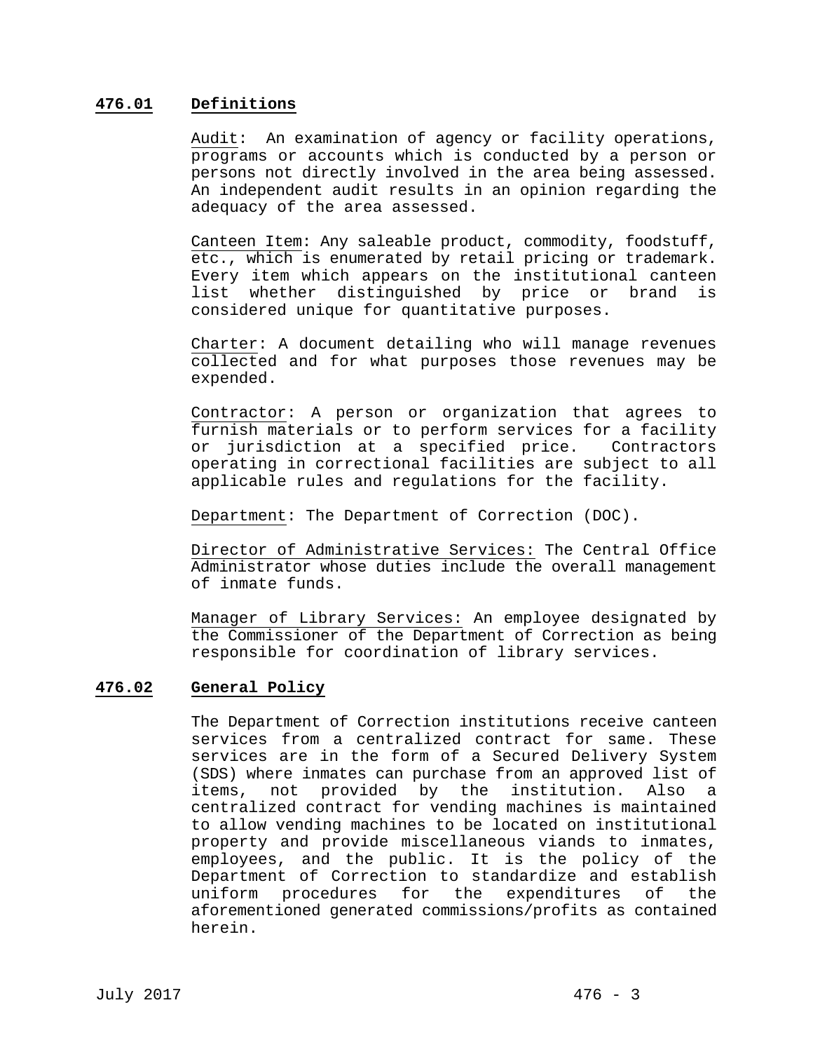## **476.01 Definitions**

Audit: An examination of agency or facility operations, programs or accounts which is conducted by a person or persons not directly involved in the area being assessed. An independent audit results in an opinion regarding the adequacy of the area assessed.

Canteen Item: Any saleable product, commodity, foodstuff, etc., which is enumerated by retail pricing or trademark. Every item which appears on the institutional canteen list whether distinguished by price or brand is considered unique for quantitative purposes.

Charter: A document detailing who will manage revenues collected and for what purposes those revenues may be expended.

Contractor: A person or organization that agrees to furnish materials or to perform services for a facility or jurisdiction at a specified price. Contractors operating in correctional facilities are subject to all applicable rules and regulations for the facility.

Department: The Department of Correction (DOC).

Director of Administrative Services: The Central Office Administrator whose duties include the overall management of inmate funds.

Manager of Library Services: An employee designated by the Commissioner of the Department of Correction as being responsible for coordination of library services.

## **476.02 General Policy**

The Department of Correction institutions receive canteen services from a centralized contract for same. These services are in the form of a Secured Delivery System (SDS) where inmates can purchase from an approved list of items, not provided by the institution. Also a centralized contract for vending machines is maintained to allow vending machines to be located on institutional property and provide miscellaneous viands to inmates, employees, and the public. It is the policy of the Department of Correction to standardize and establish uniform procedures for the expenditures of the aforementioned generated commissions/profits as contained herein.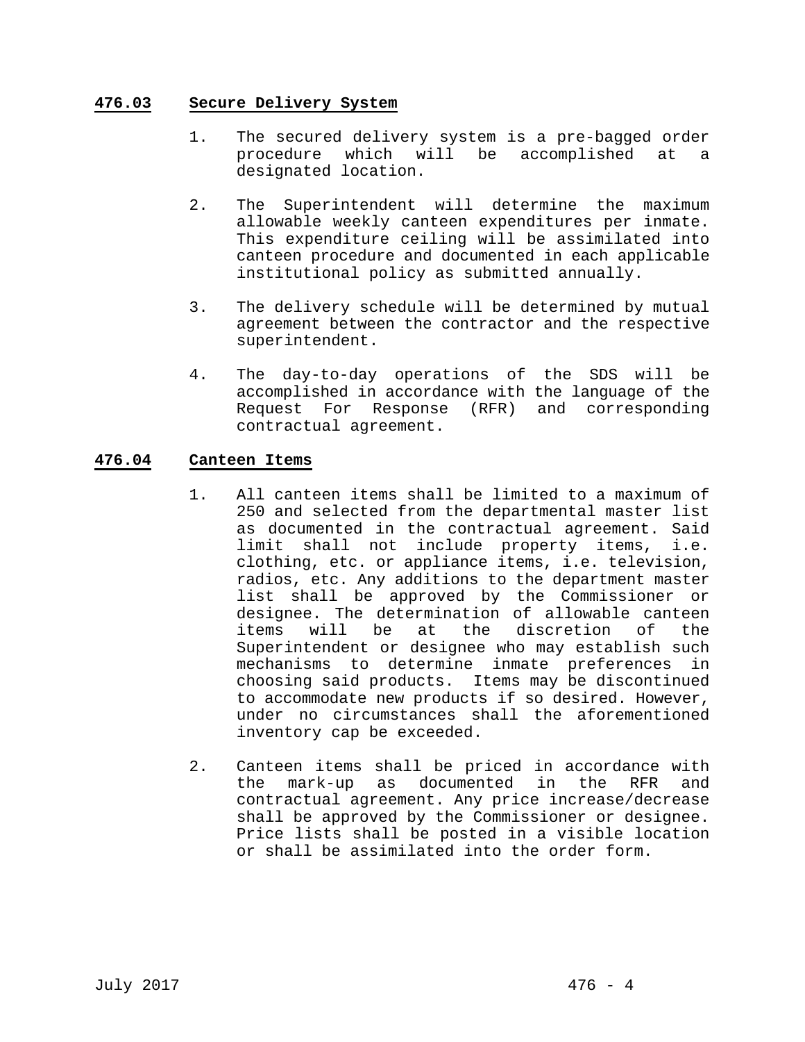## **476.03 Secure Delivery System**

1. The secured delivery system is a pre-bagged order procedure which will be accomplished at a designated location.

2. The Superintendent will determine the maximum allowable weekly canteen expenditures per inmate. This expenditure ceiling will be assimilated into canteen procedure and documented in each applicable institutional policy as submitted annually.

3. The delivery schedule will be determined by mutual agreement between the contractor and the respective superintendent.

4. The day-to-day operations of the SDS will be accomplished in accordance with the language of the Request For Response (RFR) and corresponding contractual agreement.

## **476.04 Canteen Items**

1. All canteen items shall be limited to a maximum of 250 and selected from the departmental master list as documented in the contractual agreement. Said limit shall not include property items, i.e. clothing, etc. or appliance items, i.e. television, radios, etc. Any additions to the department master list shall be approved by the Commissioner or designee. The determination of allowable canteen items will be at the discretion of the Superintendent or designee who may establish such mechanisms to determine inmate preferences in choosing said products. Items may be discontinued to accommodate new products if so desired. However, under no circumstances shall the aforementioned inventory cap be exceeded.

2. Canteen items shall be priced in accordance with the mark-up as documented in the RFR and contractual agreement. Any price increase/decrease shall be approved by the Commissioner or designee. Price lists shall be posted in a visible location or shall be assimilated into the order form.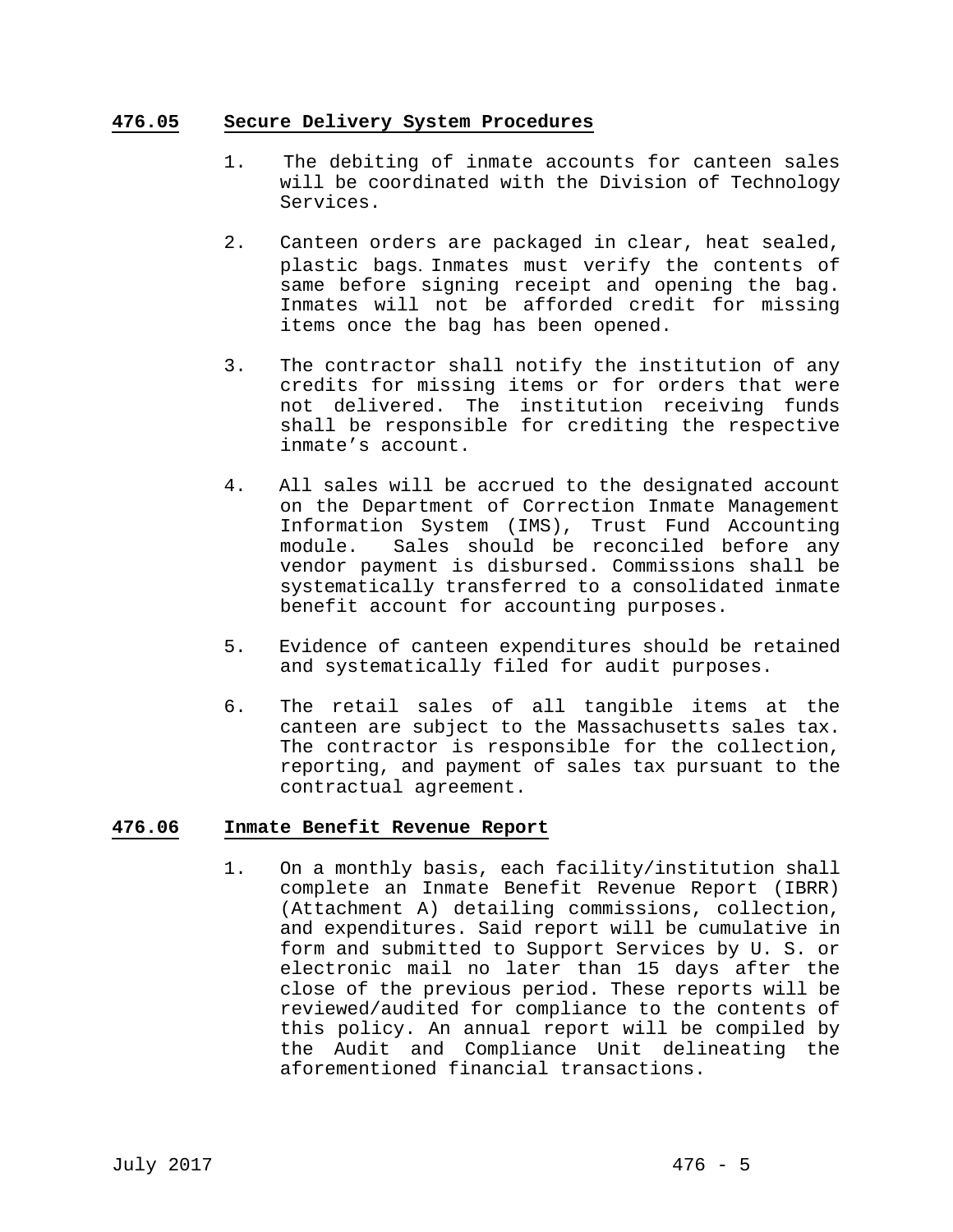## 476.05 Secure Delivery System Procedures

1. The debiting of inmate accounts for canteen sales will be coordinated with the Division of Technology Services.

2. Canteen orders are packaged in clear, heat sealed, plastic bags. Inmates must verify the contents of same before signing receipt and opening the bag. Inmates will not be afforded credit for missing items once the bag has been opened.

3. The contractor shall notify the institution of any credits for missing items or for orders that were not delivered. The institution receiving funds shall be responsible for crediting the respective inmate's account.

4. All sales will be accrued to the designated account on the Department of Correction Inmate Management Information System (IMS), Trust Fund Accounting module. Sales should be reconciled before any vendor payment is disbursed. Commissions shall be systematically transferred to a consolidated inmate benefit account for accounting purposes.

5. Evidence of canteen expenditures should be retained and systematically filed for audit purposes.

6. The retail sales of all tangible items at the canteen are subject to the Massachusetts sales tax. The contractor is responsible for the collection, reporting, and payment of sales tax pursuant to the contractual agreement.

## 476.06 Inmate Benefit Revenue Report

1. On a monthly basis, each facility/institution shall complete an Inmate Benefit Revenue Report (IBRR) (Attachment A) detailing commissions, collection, and expenditures. Said report will be cumulative in form and submitted to Support Services by U. S. or electronic mail no later than 15 days after the close of the previous period. These reports will be reviewed/audited for compliance to the contents of this policy. An annual report will be compiled by the Audit and Compliance Unit delineating the aforementioned financial transactions.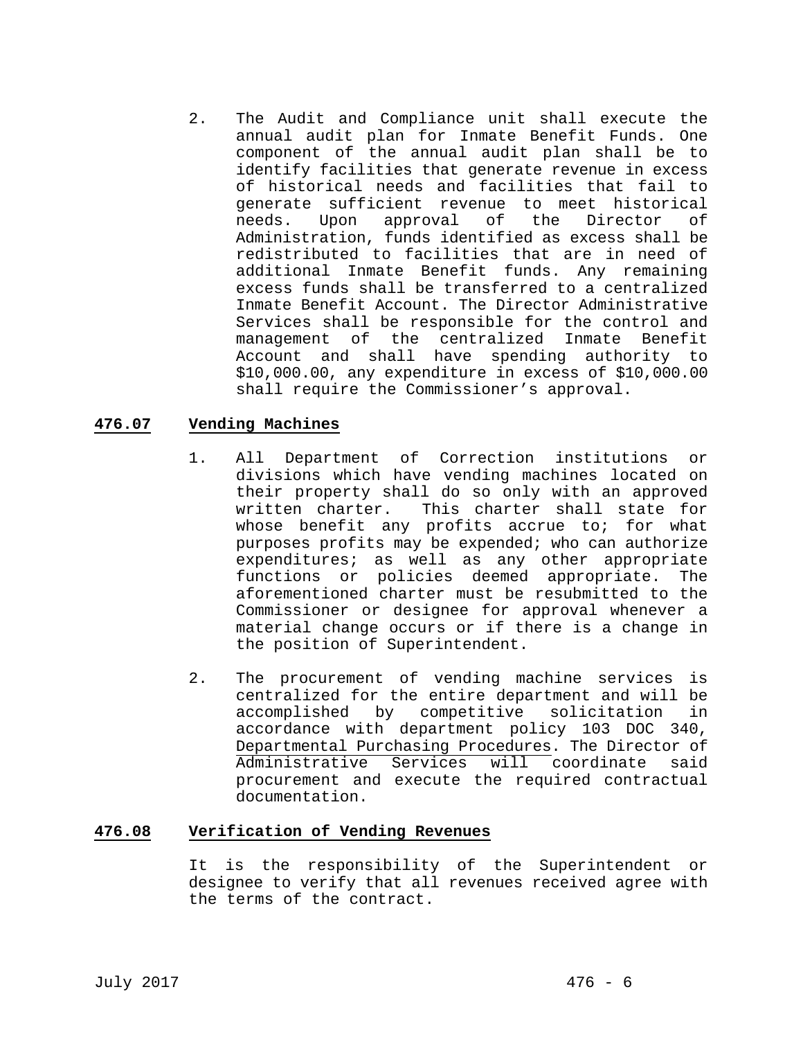2. The Audit and Compliance unit shall execute the annual audit plan for Inmate Benefit Funds. One component of the annual audit plan shall be to identify facilities that generate revenue in excess of historical needs and facilities that fail to generate sufficient revenue to meet historical needs. Upon approval of the Director of Administration, funds identified as excess shall be redistributed to facilities that are in need of additional Inmate Benefit funds. Any remaining excess funds shall be transferred to a centralized Inmate Benefit Account. The Director Administrative Services shall be responsible for the control and management of the centralized Inmate Benefit Account and shall have spending authority to $10,000.00, any expenditure in excess of $10,000.00 shall require the Commissioner's approval.

## **476.07 Vending Machines**

1. All Department of Correction institutions or divisions which have vending machines located on their property shall do so only with an approved written charter. This charter shall state for whose benefit any profits accrue to; for what purposes profits may be expended; who can authorize expenditures; as well as any other appropriate functions or policies deemed appropriate. The aforementioned charter must be resubmitted to the Commissioner or designee for approval whenever a material change occurs or if there is a change in the position of Superintendent.

2. The procurement of vending machine services is centralized for the entire department and will be accomplished by competitive solicitation in accordance with department policy 103 DOC 340, Departmental Purchasing Procedures. The Director of Administrative Services will coordinate said procurement and execute the required contractual documentation.

## **476.08 Verification of Vending Revenues**

It is the responsibility of the Superintendent or designee to verify that all revenues received agree with the terms of the contract.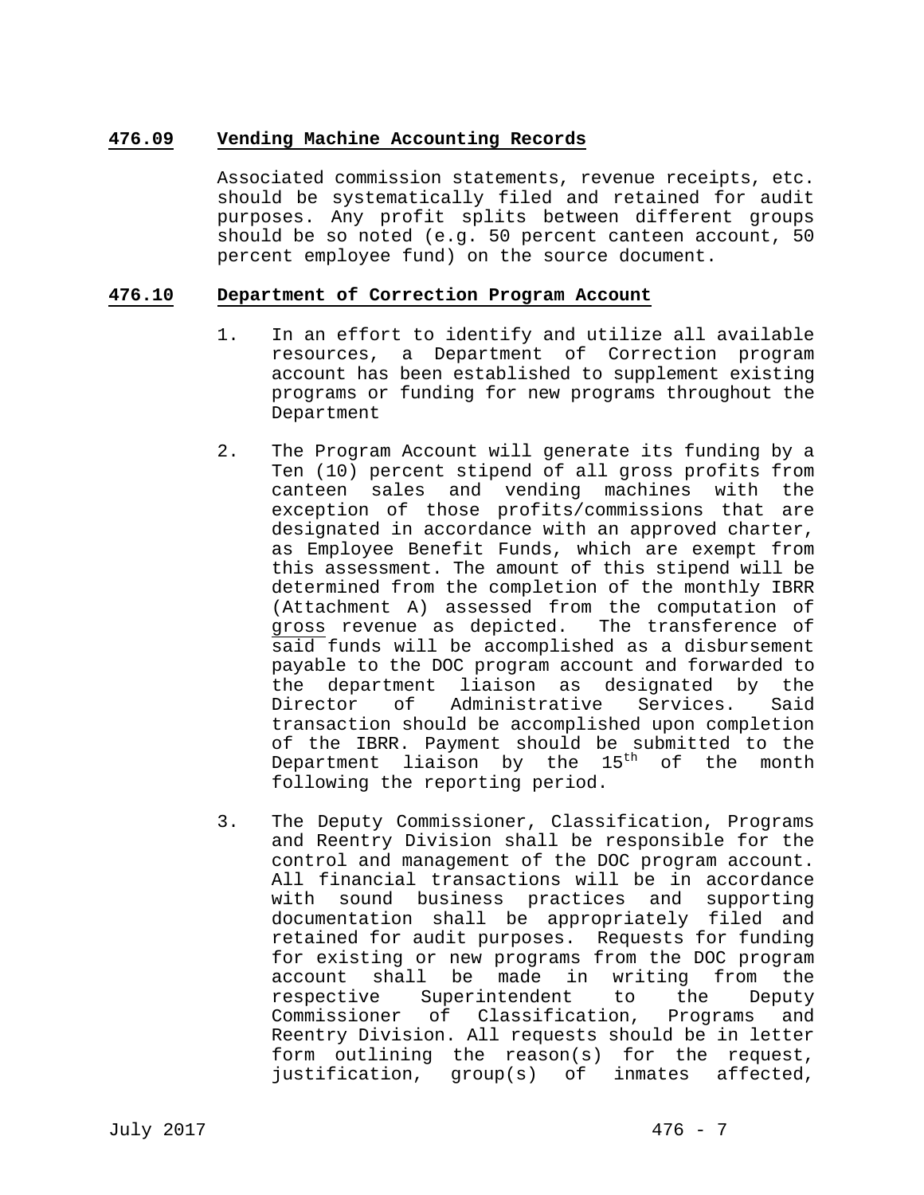## 476.09 Vending Machine Accounting Records

Associated commission statements, revenue receipts, etc. should be systematically filed and retained for audit purposes. Any profit splits between different groups should be so noted (e.g. 50 percent canteen account, 50 percent employee fund) on the source document.

## 476.10 Department of Correction Program Account

1. In an effort to identify and utilize all available resources, a Department of Correction program account has been established to supplement existing programs or funding for new programs throughout the Department

2. The Program Account will generate its funding by a Ten (10) percent stipend of all gross profits from canteen sales and vending machines with the exception of those profits/commissions that are designated in accordance with an approved charter, as Employee Benefit Funds, which are exempt from this assessment. The amount of this stipend will be determined from the completion of the monthly IBRR (Attachment A) assessed from the computation of gross revenue as depicted. The transference of said funds will be accomplished as a disbursement payable to the DOC program account and forwarded to the department liaison as designated by the Director of Administrative Services. Said transaction should be accomplished upon completion of the IBRR. Payment should be submitted to the Department liaison by the 15th of the month following the reporting period.

3. The Deputy Commissioner, Classification, Programs and Reentry Division shall be responsible for the control and management of the DOC program account. All financial transactions will be in accordance with sound business practices and supporting documentation shall be appropriately filed and retained for audit purposes. Requests for funding for existing or new programs from the DOC program account shall be made in writing from the respective Superintendent to the Deputy Commissioner of Classification, Programs and Reentry Division. All requests should be in letter form outlining the reason(s) for the request, justification, group(s) of inmates affected,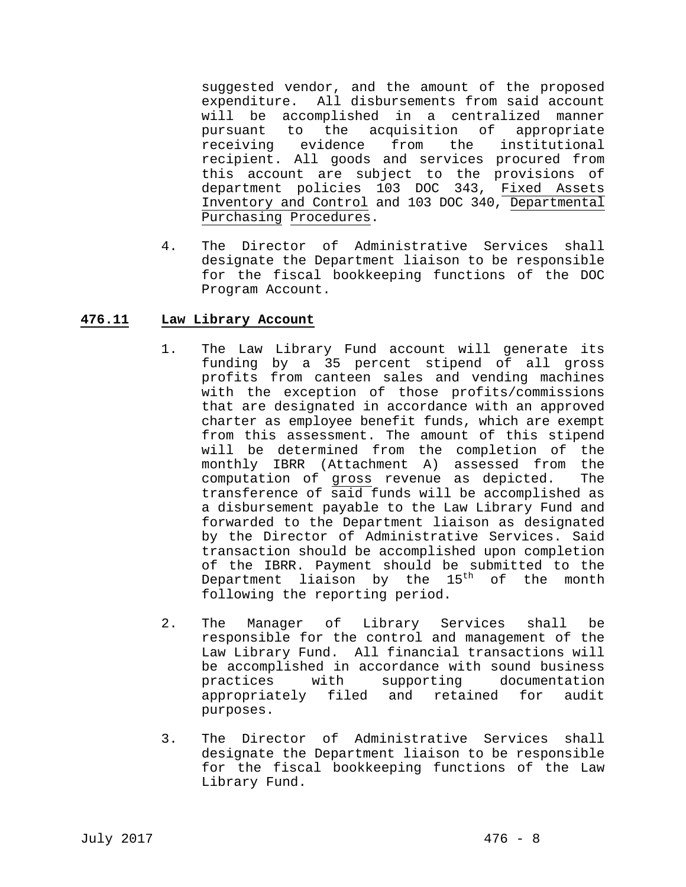suggested vendor, and the amount of the proposed expenditure. All disbursements from said account will be accomplished in a centralized manner pursuant to the acquisition of appropriate receiving evidence from the institutional recipient. All goods and services procured from this account are subject to the provisions of department policies 103 DOC 343, Fixed Assets Inventory and Control and 103 DOC 340, Departmental Purchasing Procedures.

4. The Director of Administrative Services shall designate the Department liaison to be responsible for the fiscal bookkeeping functions of the DOC Program Account.

## 476.11 Law Library Account

1. The Law Library Fund account will generate its funding by a 35 percent stipend of all gross profits from canteen sales and vending machines with the exception of those profits/commissions that are designated in accordance with an approved charter as employee benefit funds, which are exempt from this assessment. The amount of this stipend will be determined from the completion of the monthly IBRR (Attachment A) assessed from the computation of gross revenue as depicted. The transference of said funds will be accomplished as a disbursement payable to the Law Library Fund and forwarded to the Department liaison as designated by the Director of Administrative Services. Said transaction should be accomplished upon completion of the IBRR. Payment should be submitted to the Department liaison by the 15th of the month following the reporting period.

2. The Manager of Library Services shall be responsible for the control and management of the Law Library Fund. All financial transactions will be accomplished in accordance with sound business practices with supporting documentation appropriately filed and retained for audit purposes.

3. The Director of Administrative Services shall designate the Department liaison to be responsible for the fiscal bookkeeping functions of the Law Library Fund.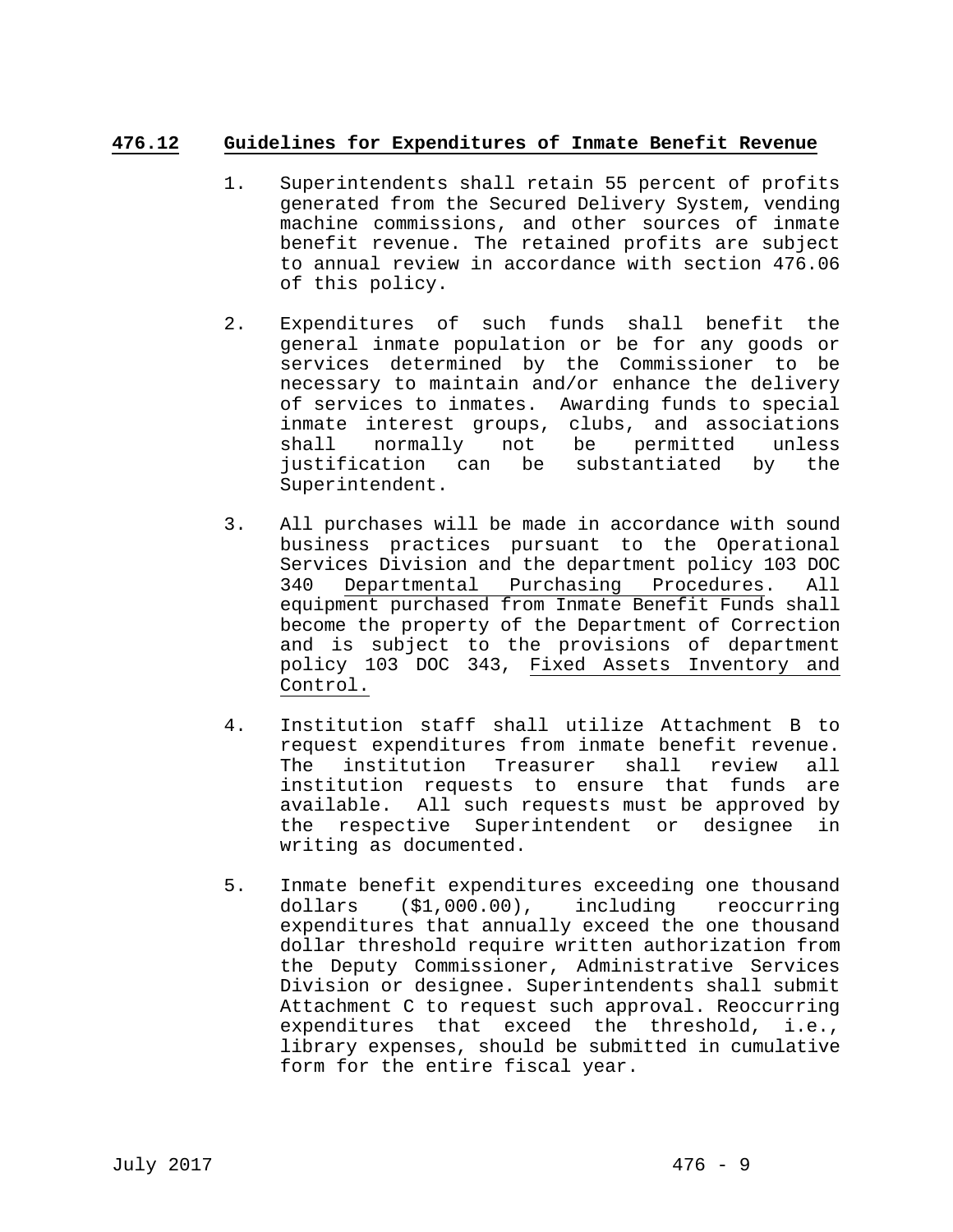## **476.12 Guidelines for Expenditures of Inmate Benefit Revenue**

1. Superintendents shall retain 55 percent of profits generated from the Secured Delivery System, vending machine commissions, and other sources of inmate benefit revenue. The retained profits are subject to annual review in accordance with section 476.06 of this policy.

2. Expenditures of such funds shall benefit the general inmate population or be for any goods or services determined by the Commissioner to be necessary to maintain and/or enhance the delivery of services to inmates. Awarding funds to special inmate interest groups, clubs, and associations shall normally not be permitted unless justification can be substantiated by the Superintendent.

3. All purchases will be made in accordance with sound business practices pursuant to the Operational Services Division and the department policy 103 DOC 340 Departmental Purchasing Procedures. All equipment purchased from Inmate Benefit Funds shall become the property of the Department of Correction and is subject to the provisions of department policy 103 DOC 343, Fixed Assets Inventory and Control.

4. Institution staff shall utilize Attachment B to request expenditures from inmate benefit revenue. The institution Treasurer shall review all institution requests to ensure that funds are available. All such requests must be approved by the respective Superintendent or designee in writing as documented.

5. Inmate benefit expenditures exceeding one thousand dollars ($1,000.00), including reoccurring expenditures that annually exceed the one thousand dollar threshold require written authorization from the Deputy Commissioner, Administrative Services Division or designee. Superintendents shall submit Attachment C to request such approval. Reoccurring expenditures that exceed the threshold, i.e., library expenses, should be submitted in cumulative form for the entire fiscal year.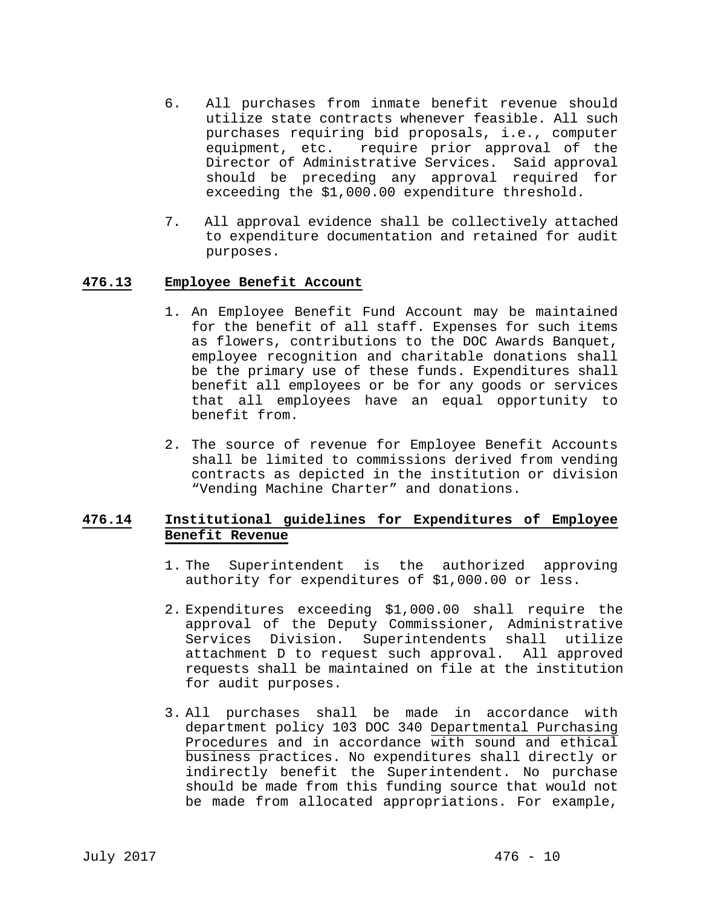6. All purchases from inmate benefit revenue should utilize state contracts whenever feasible. All such purchases requiring bid proposals, i.e., computer equipment, etc. require prior approval of the Director of Administrative Services. Said approval should be preceding any approval required for exceeding the $1,000.00 expenditure threshold.

7. All approval evidence shall be collectively attached to expenditure documentation and retained for audit purposes.

## 476.13 Employee Benefit Account

1. An Employee Benefit Fund Account may be maintained for the benefit of all staff. Expenses for such items as flowers, contributions to the DOC Awards Banquet, employee recognition and charitable donations shall be the primary use of these funds. Expenditures shall benefit all employees or be for any goods or services that all employees have an equal opportunity to benefit from.

2. The source of revenue for Employee Benefit Accounts shall be limited to commissions derived from vending contracts as depicted in the institution or division "Vending Machine Charter" and donations.

## 476.14 Institutional guidelines for Expenditures of Employee Benefit Revenue

1. The Superintendent is the authorized approving authority for expenditures of $1,000.00 or less.

2. Expenditures exceeding $1,000.00 shall require the approval of the Deputy Commissioner, Administrative Services Division. Superintendents shall utilize attachment D to request such approval. All approved requests shall be maintained on file at the institution for audit purposes.

3. All purchases shall be made in accordance with department policy 103 DOC 340 Departmental Purchasing Procedures and in accordance with sound and ethical business practices. No expenditures shall directly or indirectly benefit the Superintendent. No purchase should be made from this funding source that would not be made from allocated appropriations. For example,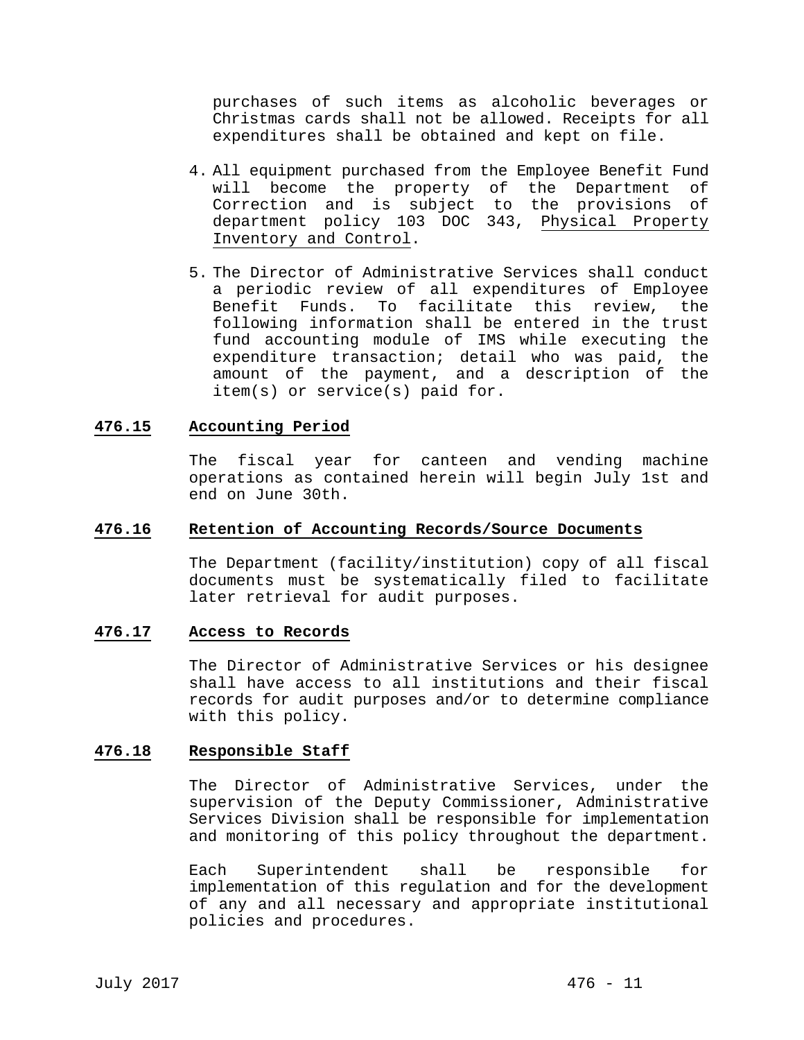purchases of such items as alcoholic beverages or Christmas cards shall not be allowed. Receipts for all expenditures shall be obtained and kept on file.

4. All equipment purchased from the Employee Benefit Fund will become the property of the Department of Correction and is subject to the provisions of department policy 103 DOC 343, Physical Property Inventory and Control.

5. The Director of Administrative Services shall conduct a periodic review of all expenditures of Employee Benefit Funds. To facilitate this review, the following information shall be entered in the trust fund accounting module of IMS while executing the expenditure transaction; detail who was paid, the amount of the payment, and a description of the item(s) or service(s) paid for.

## 476.15 Accounting Period

The fiscal year for canteen and vending machine operations as contained herein will begin July 1st and end on June 30th.

## 476.16 Retention of Accounting Records/Source Documents

The Department (facility/institution) copy of all fiscal documents must be systematically filed to facilitate later retrieval for audit purposes.

## 476.17 Access to Records

The Director of Administrative Services or his designee shall have access to all institutions and their fiscal records for audit purposes and/or to determine compliance with this policy.

## 476.18 Responsible Staff

The Director of Administrative Services, under the supervision of the Deputy Commissioner, Administrative Services Division shall be responsible for implementation and monitoring of this policy throughout the department.

Each Superintendent shall be responsible for implementation of this regulation and for the development of any and all necessary and appropriate institutional policies and procedures.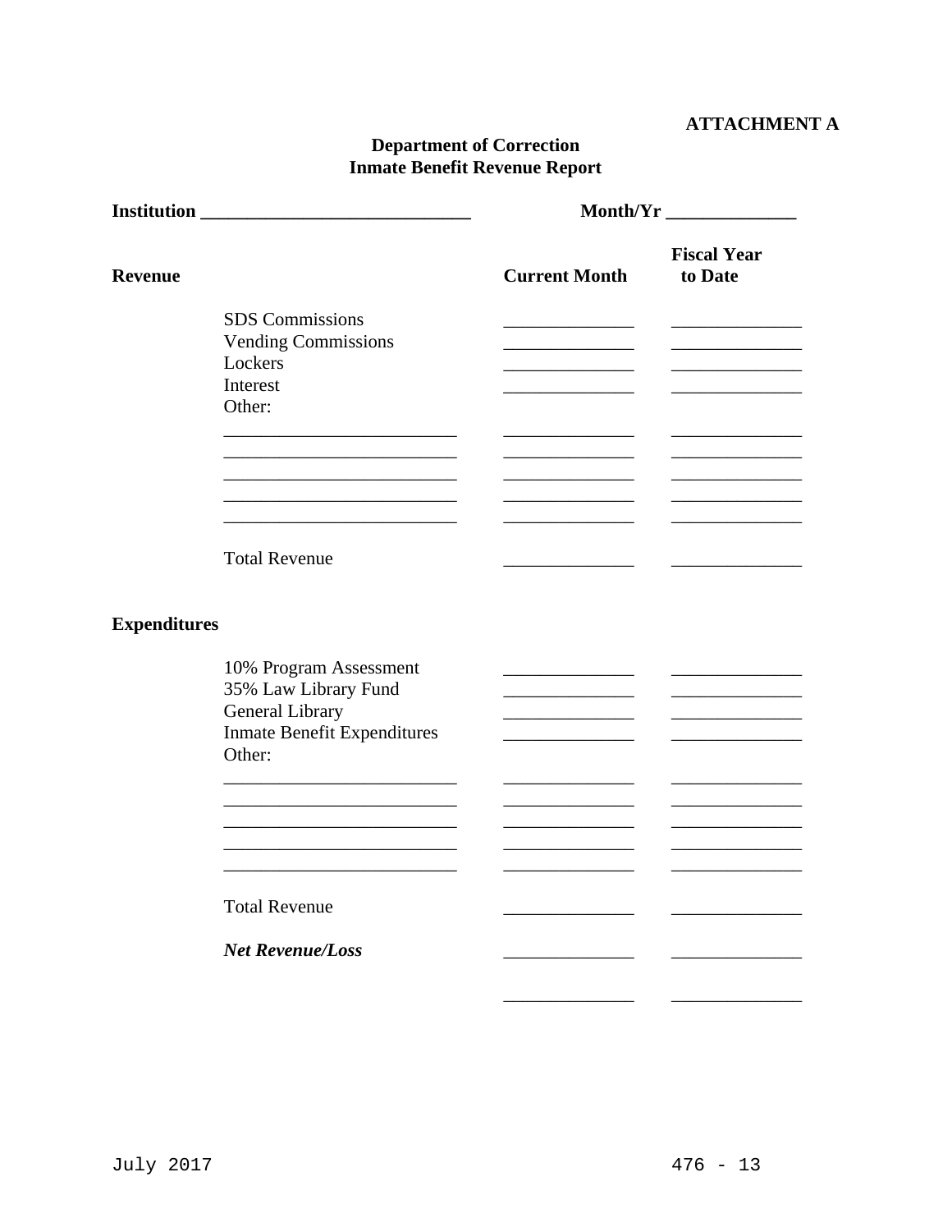**ATTACHMENT A**

**Department of Correction**
**Inmate Benefit Revenue Report**

**Institution** ______________________________ **Month/Yr** ______________

| **Revenue** | | **Current Month** | **Fiscal Year to Date** |
|---|---|---|---|
| | SDS Commissions | ______________ | ______________ |
| | Vending Commissions | ______________ | ______________ |
| | Lockers | ______________ | ______________ |
| | Interest | ______________ | ______________ |
| | Other: | | |
| | __________________________ | ______________ | ______________ |
| | __________________________ | ______________ | ______________ |
| | __________________________ | ______________ | ______________ |
| | __________________________ | ______________ | ______________ |
| | __________________________ | ______________ | ______________ |
| | Total Revenue | ______________ | ______________ |
| **Expenditures** | | | |
| | 10% Program Assessment | ______________ | ______________ |
| | 35% Law Library Fund | ______________ | ______________ |
| | General Library | ______________ | ______________ |
| | Inmate Benefit Expenditures | ______________ | ______________ |
| | Other: | | |
| | __________________________ | ______________ | ______________ |
| | __________________________ | ______________ | ______________ |
| | __________________________ | ______________ | ______________ |
| | __________________________ | ______________ | ______________ |
| | __________________________ | ______________ | ______________ |
| | Total Revenue | ______________ | ______________ |
| | ***Net Revenue/Loss*** | ______________ | ______________ |
| | | ______________ | ______________ |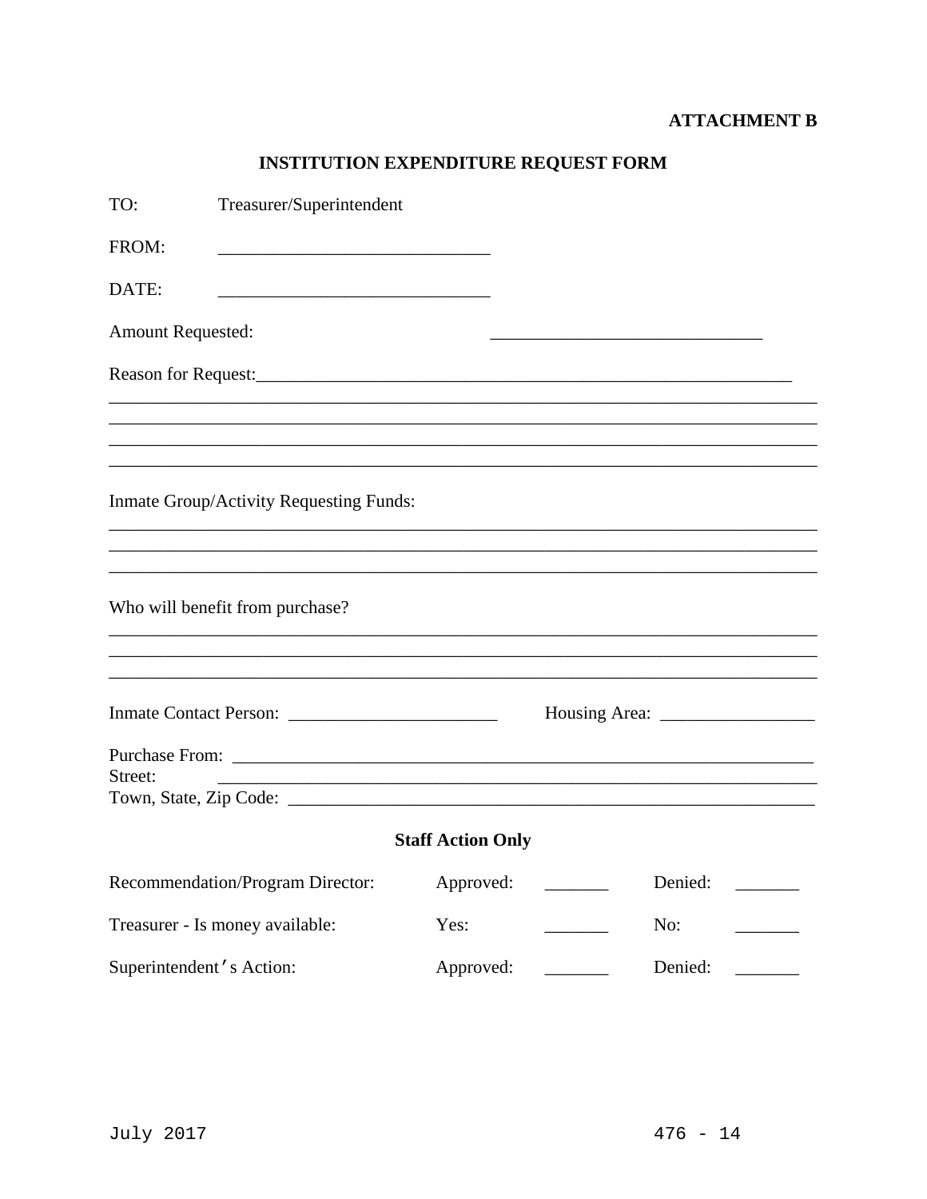**ATTACHMENT B**

# INSTITUTION EXPENDITURE REQUEST FORM

TO: Treasurer/Superintendent

FROM: ______________________________

DATE: ______________________________

Amount Requested: ______________________________

Reason for Request:______________________________________________________________
_____________________________________________________________________________
_____________________________________________________________________________
_____________________________________________________________________________
_____________________________________________________________________________

Inmate Group/Activity Requesting Funds:
_____________________________________________________________________________
_____________________________________________________________________________
_____________________________________________________________________________

Who will benefit from purchase?
_____________________________________________________________________________
_____________________________________________________________________________
_____________________________________________________________________________

Inmate Contact Person: _______________________ Housing Area: _________________

Purchase From: _______________________________________________________________
Street: _______________________________________________________________
Town, State, Zip Code: _________________________________________________________

**Staff Action Only**

| | | | | |
|---|---|---|---|---|
| Recommendation/Program Director: | Approved: | _______ | Denied: | _______ |
| Treasurer - Is money available: | Yes: | _______ | No: | _______ |
| Superintendent's Action: | Approved: | _______ | Denied: | _______ |

July 2017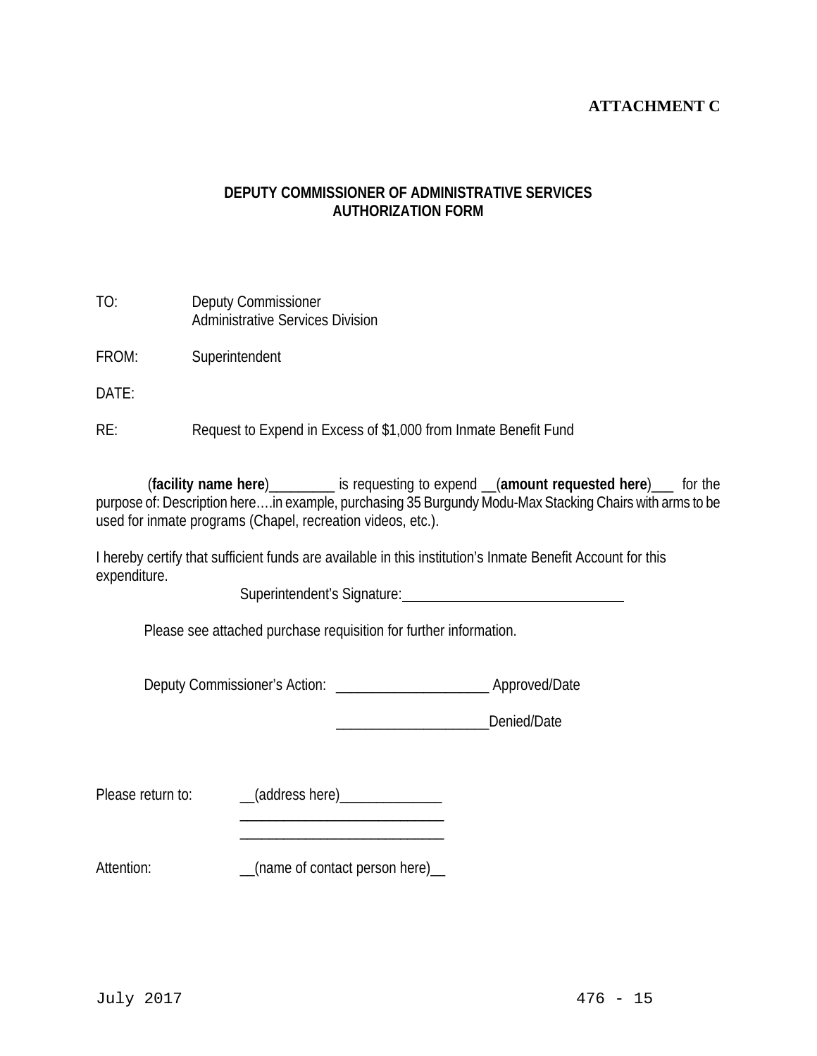**ATTACHMENT C**

## DEPUTY COMMISSIONER OF ADMINISTRATIVE SERVICES AUTHORIZATION FORM

TO: Deputy Commissioner
Administrative Services Division

FROM: Superintendent

DATE:

RE: Request to Expend in Excess of $1,000 from Inmate Benefit Fund

(**facility name here**)_________ is requesting to expend __(**amount requested here**)___ for the purpose of: Description here….in example, purchasing 35 Burgundy Modu-Max Stacking Chairs with arms to be used for inmate programs (Chapel, recreation videos, etc.).

I hereby certify that sufficient funds are available in this institution's Inmate Benefit Account for this expenditure.

Superintendent's Signature: ______________________________

Please see attached purchase requisition for further information.

Deputy Commissioner's Action: ____________________ Approved/Date

____________________Denied/Date

Please return to: __(address here)______________
___________________________
___________________________

Attention: __(name of contact person here)__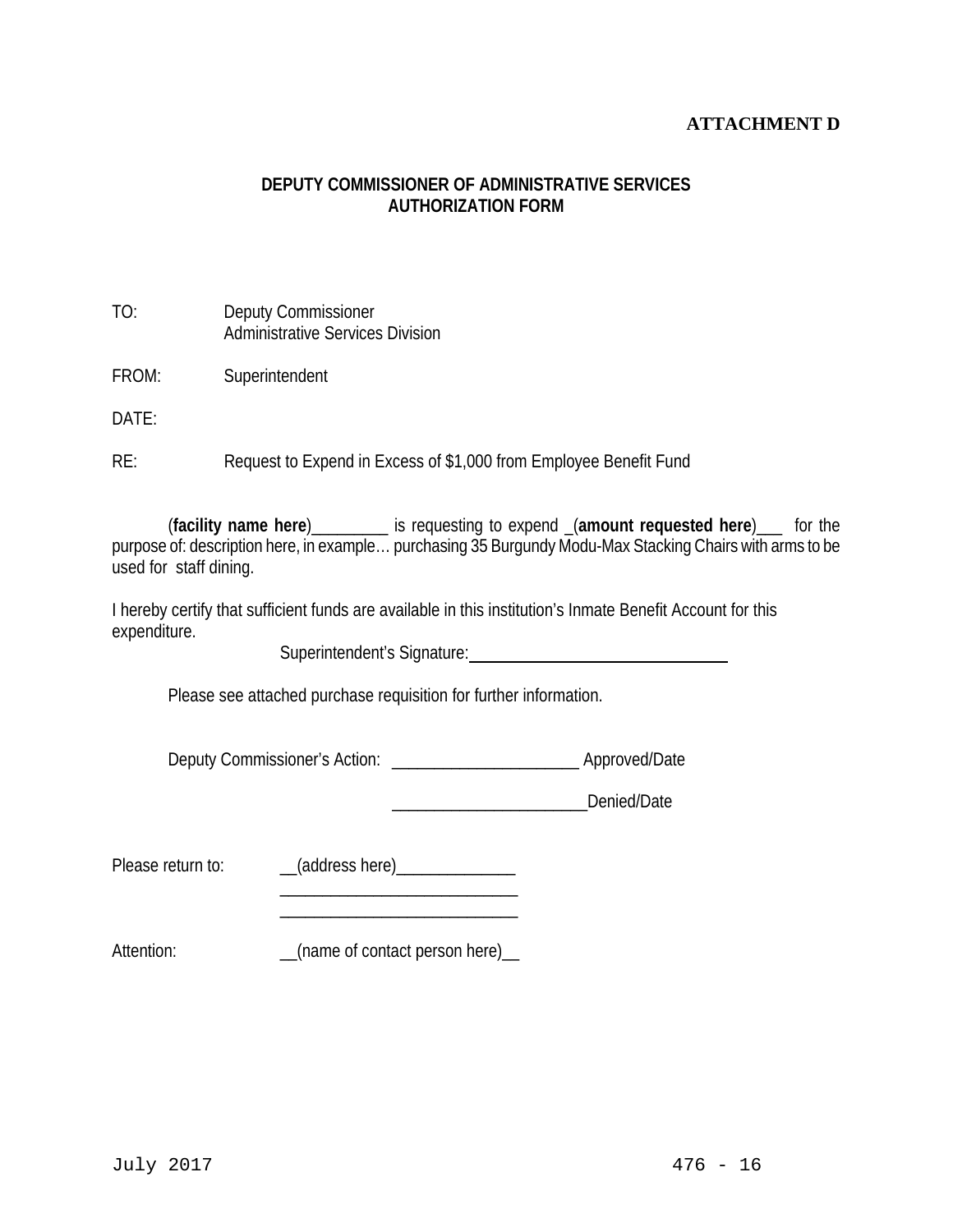**ATTACHMENT D**

## DEPUTY COMMISSIONER OF ADMINISTRATIVE SERVICES AUTHORIZATION FORM

TO: Deputy Commissioner
Administrative Services Division

FROM: Superintendent

DATE:

RE: Request to Expend in Excess of $1,000 from Employee Benefit Fund

(**facility name here**)_________ is requesting to expend _(**amount requested here**)___ for the purpose of: description here, in example… purchasing 35 Burgundy Modu-Max Stacking Chairs with arms to be used for staff dining.

I hereby certify that sufficient funds are available in this institution's Inmate Benefit Account for this expenditure.

Superintendent's Signature:______________________________

Please see attached purchase requisition for further information.

Deputy Commissioner's Action: ______________________ Approved/Date

_______________________Denied/Date

Please return to: __(address here)______________
____________________________
____________________________

Attention: __(name of contact person here)__

July 2017